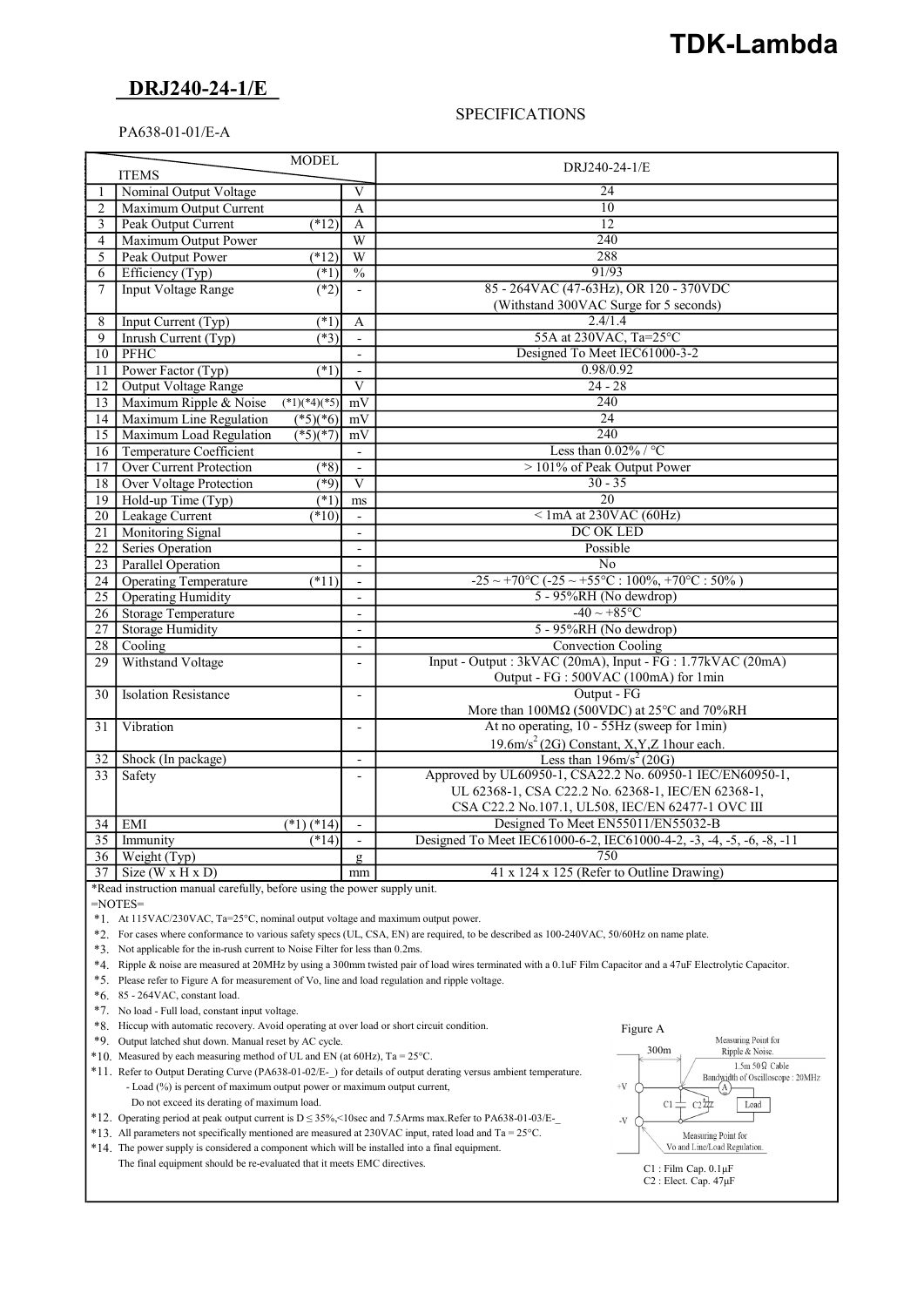**TDK-Lambda**

# DRJ240-24-1/E

SPECIFICATIONS

PA638-01-01/E-A

| | ITEMS / MODEL | | | DRJ240-24-1/E |
|---|---|---|---|---|
| 1 | Nominal Output Voltage | | V | 24 |
| 2 | Maximum Output Current | | A | 10 |
| 3 | Peak Output Current | (*12) | A | 12 |
| 4 | Maximum Output Power | | W | 240 |
| 5 | Peak Output Power | (*12) | W | 288 |
| 6 | Efficiency (Typ) | (*1) | % | 91/93 |
| 7 | Input Voltage Range | (*2) | - | 85 - 264VAC (47-63Hz), OR 120 - 370VDC (Withstand 300VAC Surge for 5 seconds) |
| 8 | Input Current (Typ) | (*1) | A | 2.4/1.4 |
| 9 | Inrush Current (Typ) | (*3) | - | 55A at 230VAC, Ta=25°C |
| 10 | PFHC | | - | Designed To Meet IEC61000-3-2 |
| 11 | Power Factor (Typ) | (*1) | - | 0.98/0.92 |
| 12 | Output Voltage Range | | V | 24 - 28 |
| 13 | Maximum Ripple & Noise | (*1)(*4)(*5) | mV | 240 |
| 14 | Maximum Line Regulation | (*5)(*6) | mV | 24 |
| 15 | Maximum Load Regulation | (*5)(*7) | mV | 240 |
| 16 | Temperature Coefficient | | - | Less than 0.02% / °C |
| 17 | Over Current Protection | (*8) | - | > 101% of Peak Output Power |
| 18 | Over Voltage Protection | (*9) | V | 30 - 35 |
| 19 | Hold-up Time (Typ) | (*1) | ms | 20 |
| 20 | Leakage Current | (*10) | - | < 1mA at 230VAC (60Hz) |
| 21 | Monitoring Signal | | - | DC OK LED |
| 22 | Series Operation | | - | Possible |
| 23 | Parallel Operation | | - | No |
| 24 | Operating Temperature | (*11) | - | -25 ~ +70°C (-25 ~ +55°C : 100%, +70°C : 50% ) |
| 25 | Operating Humidity | | - | 5 - 95%RH (No dewdrop) |
| 26 | Storage Temperature | | - | -40 ~ +85°C |
| 27 | Storage Humidity | | - | 5 - 95%RH (No dewdrop) |
| 28 | Cooling | | - | Convection Cooling |
| 29 | Withstand Voltage | | - | Input - Output : 3kVAC (20mA), Input - FG : 1.77kVAC (20mA) Output - FG : 500VAC (100mA) for 1min |
| 30 | Isolation Resistance | | - | Output - FG More than 100MΩ (500VDC) at 25°C and 70%RH |
| 31 | Vibration | | - | At no operating, 10 - 55Hz (sweep for 1min) 19.6m/s$^2$ (2G) Constant, X,Y,Z 1hour each. |
| 32 | Shock (In package) | | - | Less than 196m/s$^2$ (20G) |
| 33 | Safety | | - | Approved by UL60950-1, CSA22.2 No. 60950-1 IEC/EN60950-1, UL 62368-1, CSA C22.2 No. 62368-1, IEC/EN 62368-1, CSA C22.2 No.107.1, UL508, IEC/EN 62477-1 OVC III |
| 34 | EMI | (*1) (*14) | - | Designed To Meet EN55011/EN55032-B |
| 35 | Immunity | (*14) | - | Designed To Meet IEC61000-6-2, IEC61000-4-2, -3, -4, -5, -6, -8, -11 |
| 36 | Weight (Typ) | | g | 750 |
| 37 | Size (W x H x D) | | mm | 41 x 124 x 125 (Refer to Outline Drawing) |

*Read instruction manual carefully, before using the power supply unit.

=NOTES=

*1. At 115VAC/230VAC, Ta=25°C, nominal output voltage and maximum output power.

*2. For cases where conformance to various safety specs (UL, CSA, EN) are required, to be described as 100-240VAC, 50/60Hz on name plate.

*3. Not applicable for the in-rush current to Noise Filter for less than 0.2ms.

*4. Ripple & noise are measured at 20MHz by using a 300mm twisted pair of load wires terminated with a 0.1uF Film Capacitor and a 47uF Electrolytic Capacitor.

*5. Please refer to Figure A for measurement of Vo, line and load regulation and ripple voltage.

*6. 85 - 264VAC, constant load.

*7. No load - Full load, constant input voltage.

*8. Hiccup with automatic recovery. Avoid operating at over load or short circuit condition.

*9. Output latched shut down. Manual reset by AC cycle.

*10. Measured by each measuring method of UL and EN (at 60Hz), Ta = 25°C.

*11. Refer to Output Derating Curve (PA638-01-02/E-_) for details of output derating versus ambient temperature.
- Load (%) is percent of maximum output power or maximum output current,
Do not exceed its derating of maximum load.

*12. Operating period at peak output current is D ≤ 35%,<10sec and 7.5Arms max.Refer to PA638-01-03/E-_

*13. All parameters not specifically mentioned are measured at 230VAC input, rated load and Ta = 25°C.

*14. The power supply is considered a component which will be installed into a final equipment.
The final equipment should be re-evaluated that it meets EMC directives.

Figure A

300m — Measuring Point for Ripple & Noise. — 1.5m 50Ω Cable — Bandwidth of Oscilloscope : 20MHz — +V — -V — C1 — C2 — A — Load — Measuring Point for Vo and Line/Load Regulation.

C1 : Film Cap. 0.1μF
C2 : Elect. Cap. 47μF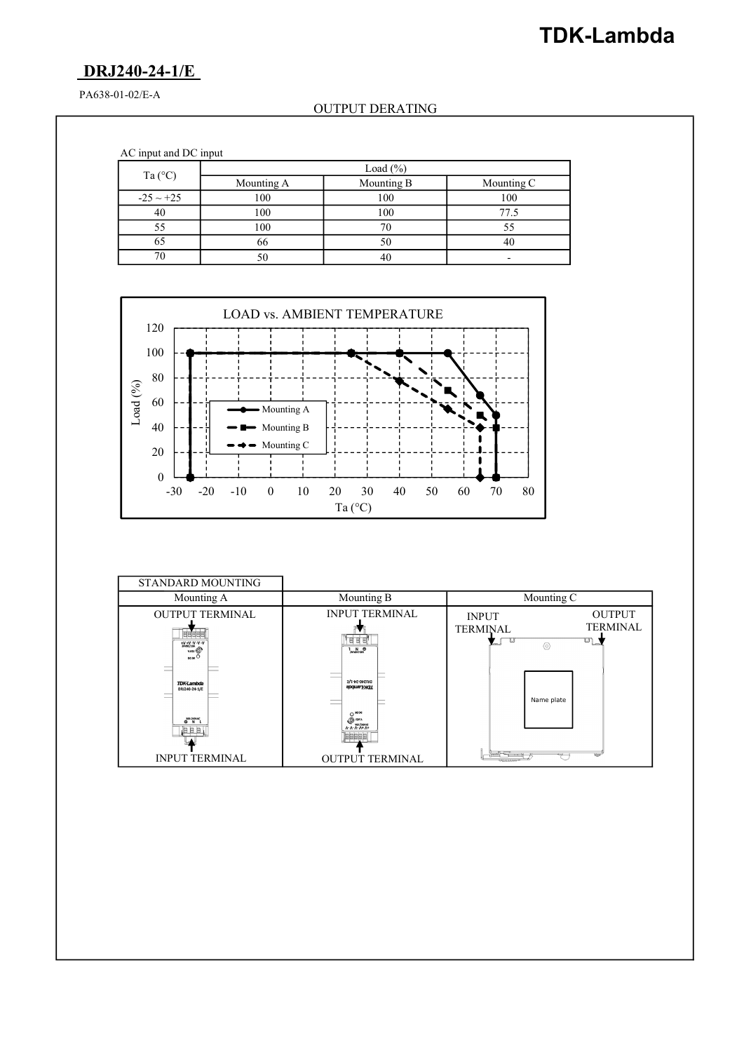## DRJ240-24-1/E

PA638-01-02/E-A

OUTPUT DERATING

AC input and DC input

| Ta (°C) | Load (%) | | |
|---|---|---|---|
| | Mounting A | Mounting B | Mounting C |
| -25 ~ +25 | 100 | 100 | 100 |
| 40 | 100 | 100 | 77.5 |
| 55 | 100 | 70 | 55 |
| 65 | 66 | 50 | 40 |
| 70 | 50 | 40 | - |

LOAD vs. AMBIENT TEMPERATURE

| STANDARD MOUNTING | | |
|---|---|---|
| Mounting A | Mounting B | Mounting C |
| OUTPUT TERMINAL / INPUT TERMINAL | INPUT TERMINAL / OUTPUT TERMINAL | INPUT TERMINAL / OUTPUT TERMINAL / Name plate |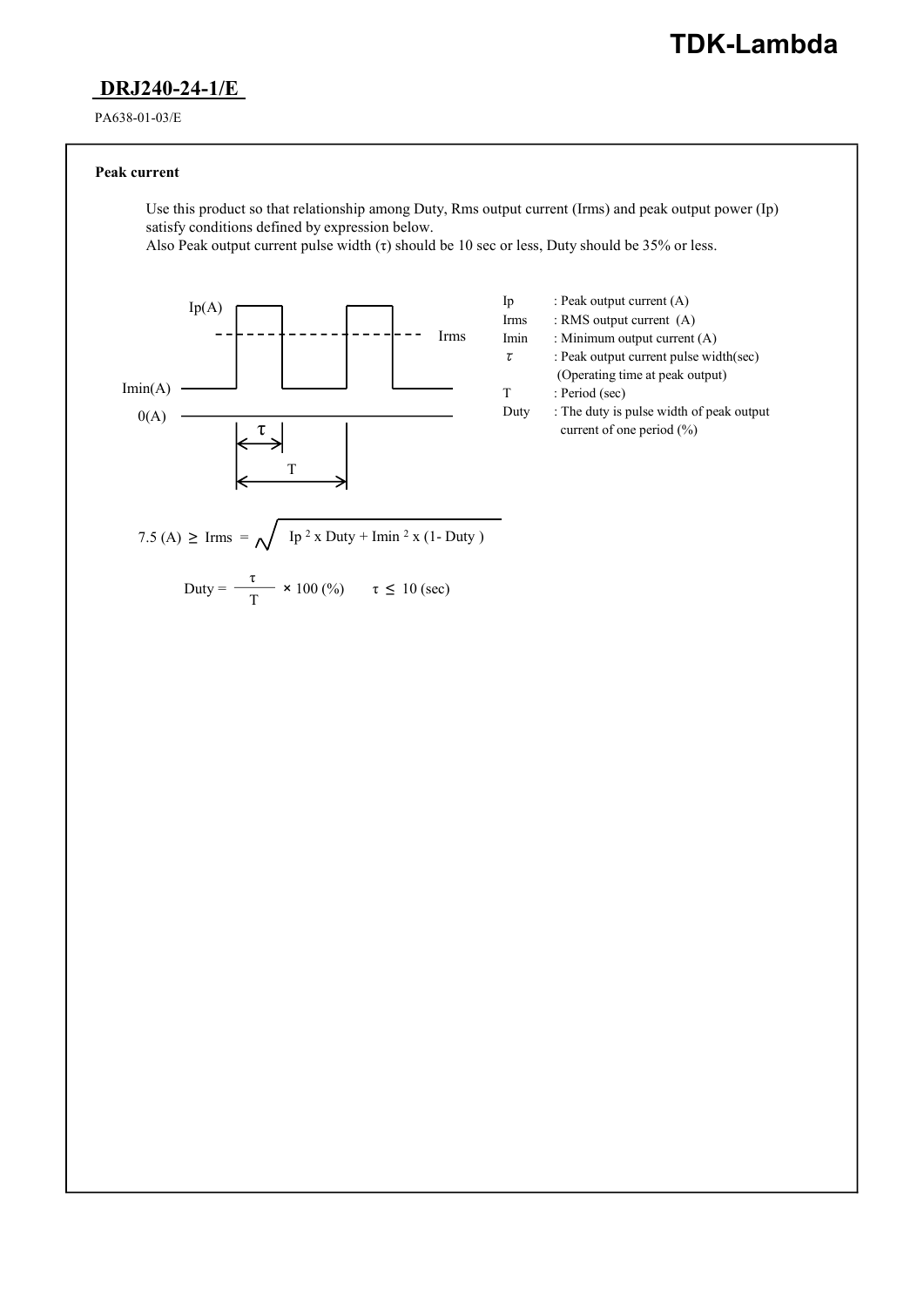**DRJ240-24-1/E**

PA638-01-03/E

**Peak current**

Use this product so that relationship among Duty, Rms output current (Irms) and peak output power (Ip) satisfy conditions defined by expression below.
Also Peak output current pulse width (τ) should be 10 sec or less, Duty should be 35% or less.

Ip(A)

Irms

Imin(A)

0(A)

τ

T

Ip : Peak output current (A)
Irms : RMS output current (A)
Imin : Minimum output current (A)
τ : Peak output current pulse width(sec) (Operating time at peak output)
T : Period (sec)
Duty : The duty is pulse width of peak output current of one period (%)

$$7.5\ (A) \geq Irms = \sqrt{Ip^2 \times Duty + Imin^2 \times (1 - Duty)}$$

$$Duty = \frac{\tau}{T} \times 100\ (\%) \qquad \tau \leq 10\ (sec)$$